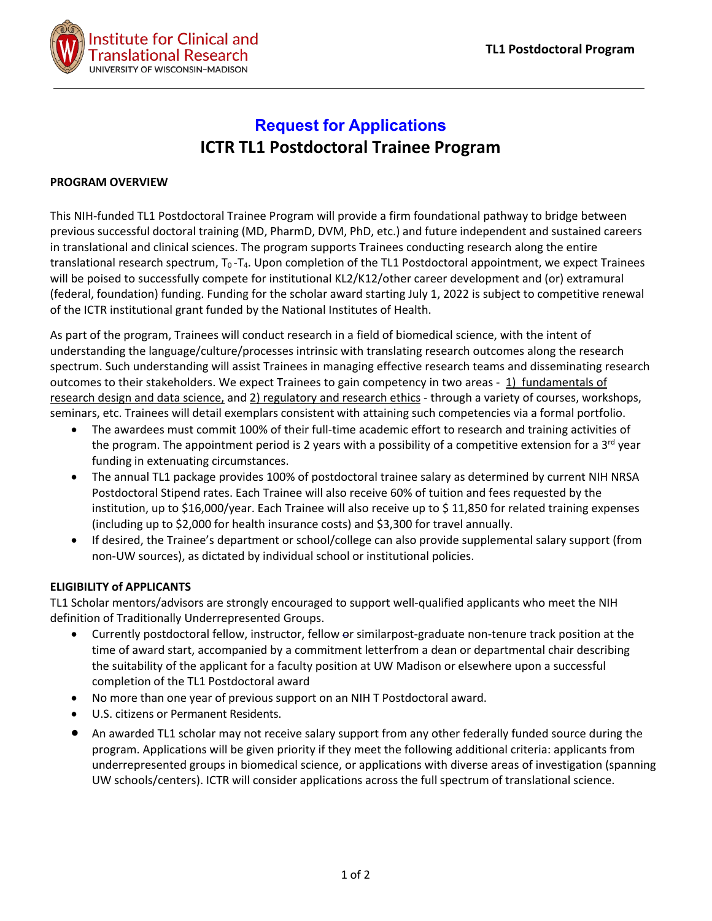Institute for Clinical and Translational Research
UNIVERSITY OF WISCONSIN–MADISON

**TL1 Postdoctoral Program**

# Request for Applications

# ICTR TL1 Postdoctoral Trainee Program

**PROGRAM OVERVIEW**

This NIH-funded TL1 Postdoctoral Trainee Program will provide a firm foundational pathway to bridge between previous successful doctoral training (MD, PharmD, DVM, PhD, etc.) and future independent and sustained careers in translational and clinical sciences. The program supports Trainees conducting research along the entire translational research spectrum, $T_0$-$T_4$. Upon completion of the TL1 Postdoctoral appointment, we expect Trainees will be poised to successfully compete for institutional KL2/K12/other career development and (or) extramural (federal, foundation) funding. Funding for the scholar award starting July 1, 2022 is subject to competitive renewal of the ICTR institutional grant funded by the National Institutes of Health.

As part of the program, Trainees will conduct research in a field of biomedical science, with the intent of understanding the language/culture/processes intrinsic with translating research outcomes along the research spectrum. Such understanding will assist Trainees in managing effective research teams and disseminating research outcomes to their stakeholders. We expect Trainees to gain competency in two areas - 1) fundamentals of research design and data science, and 2) regulatory and research ethics - through a variety of courses, workshops, seminars, etc. Trainees will detail exemplars consistent with attaining such competencies via a formal portfolio.

- The awardees must commit 100% of their full-time academic effort to research and training activities of the program. The appointment period is 2 years with a possibility of a competitive extension for a 3rd year funding in extenuating circumstances.
- The annual TL1 package provides 100% of postdoctoral trainee salary as determined by current NIH NRSA Postdoctoral Stipend rates. Each Trainee will also receive 60% of tuition and fees requested by the institution, up to $16,000/year. Each Trainee will also receive up to $ 11,850 for related training expenses (including up to $2,000 for health insurance costs) and $3,300 for travel annually.
- If desired, the Trainee's department or school/college can also provide supplemental salary support (from non-UW sources), as dictated by individual school or institutional policies.

**ELIGIBILITY of APPLICANTS**

TL1 Scholar mentors/advisors are strongly encouraged to support well-qualified applicants who meet the NIH definition of Traditionally Underrepresented Groups.

- Currently postdoctoral fellow, instructor, fellow or similarpost-graduate non-tenure track position at the time of award start, accompanied by a commitment letterfrom a dean or departmental chair describing the suitability of the applicant for a faculty position at UW Madison or elsewhere upon a successful completion of the TL1 Postdoctoral award
- No more than one year of previous support on an NIH T Postdoctoral award.
- U.S. citizens or Permanent Residents.
- An awarded TL1 scholar may not receive salary support from any other federally funded source during the program. Applications will be given priority if they meet the following additional criteria: applicants from underrepresented groups in biomedical science, or applications with diverse areas of investigation (spanning UW schools/centers). ICTR will consider applications across the full spectrum of translational science.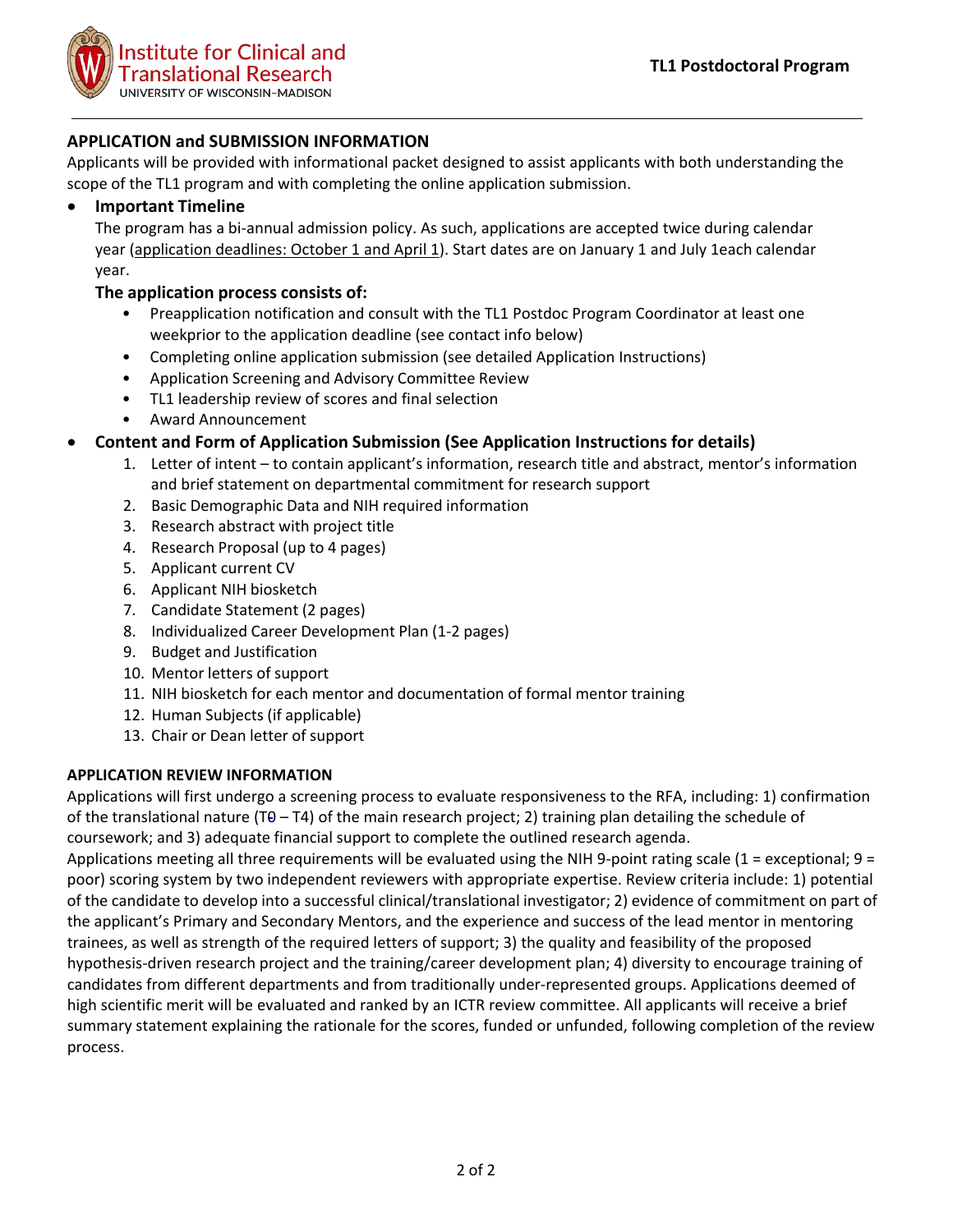## APPLICATION and SUBMISSION INFORMATION

Applicants will be provided with informational packet designed to assist applicants with both understanding the scope of the TL1 program and with completing the online application submission.

- **Important Timeline**

  The program has a bi-annual admission policy. As such, applications are accepted twice during calendar year (application deadlines: October 1 and April 1). Start dates are on January 1 and July 1each calendar year.

  **The application process consists of:**

  - Preapplication notification and consult with the TL1 Postdoc Program Coordinator at least one weekprior to the application deadline (see contact info below)
  - Completing online application submission (see detailed Application Instructions)
  - Application Screening and Advisory Committee Review
  - TL1 leadership review of scores and final selection
  - Award Announcement

- **Content and Form of Application Submission (See Application Instructions for details)**

  1. Letter of intent – to contain applicant's information, research title and abstract, mentor's information and brief statement on departmental commitment for research support
  2. Basic Demographic Data and NIH required information
  3. Research abstract with project title
  4. Research Proposal (up to 4 pages)
  5. Applicant current CV
  6. Applicant NIH biosketch
  7. Candidate Statement (2 pages)
  8. Individualized Career Development Plan (1-2 pages)
  9. Budget and Justification
  10. Mentor letters of support
  11. NIH biosketch for each mentor and documentation of formal mentor training
  12. Human Subjects (if applicable)
  13. Chair or Dean letter of support

### APPLICATION REVIEW INFORMATION

Applications will first undergo a screening process to evaluate responsiveness to the RFA, including: 1) confirmation of the translational nature (T0 – T4) of the main research project; 2) training plan detailing the schedule of coursework; and 3) adequate financial support to complete the outlined research agenda.

Applications meeting all three requirements will be evaluated using the NIH 9-point rating scale (1 = exceptional; 9 = poor) scoring system by two independent reviewers with appropriate expertise. Review criteria include: 1) potential of the candidate to develop into a successful clinical/translational investigator; 2) evidence of commitment on part of the applicant's Primary and Secondary Mentors, and the experience and success of the lead mentor in mentoring trainees, as well as strength of the required letters of support; 3) the quality and feasibility of the proposed hypothesis-driven research project and the training/career development plan; 4) diversity to encourage training of candidates from different departments and from traditionally under-represented groups. Applications deemed of high scientific merit will be evaluated and ranked by an ICTR review committee. All applicants will receive a brief summary statement explaining the rationale for the scores, funded or unfunded, following completion of the review process.